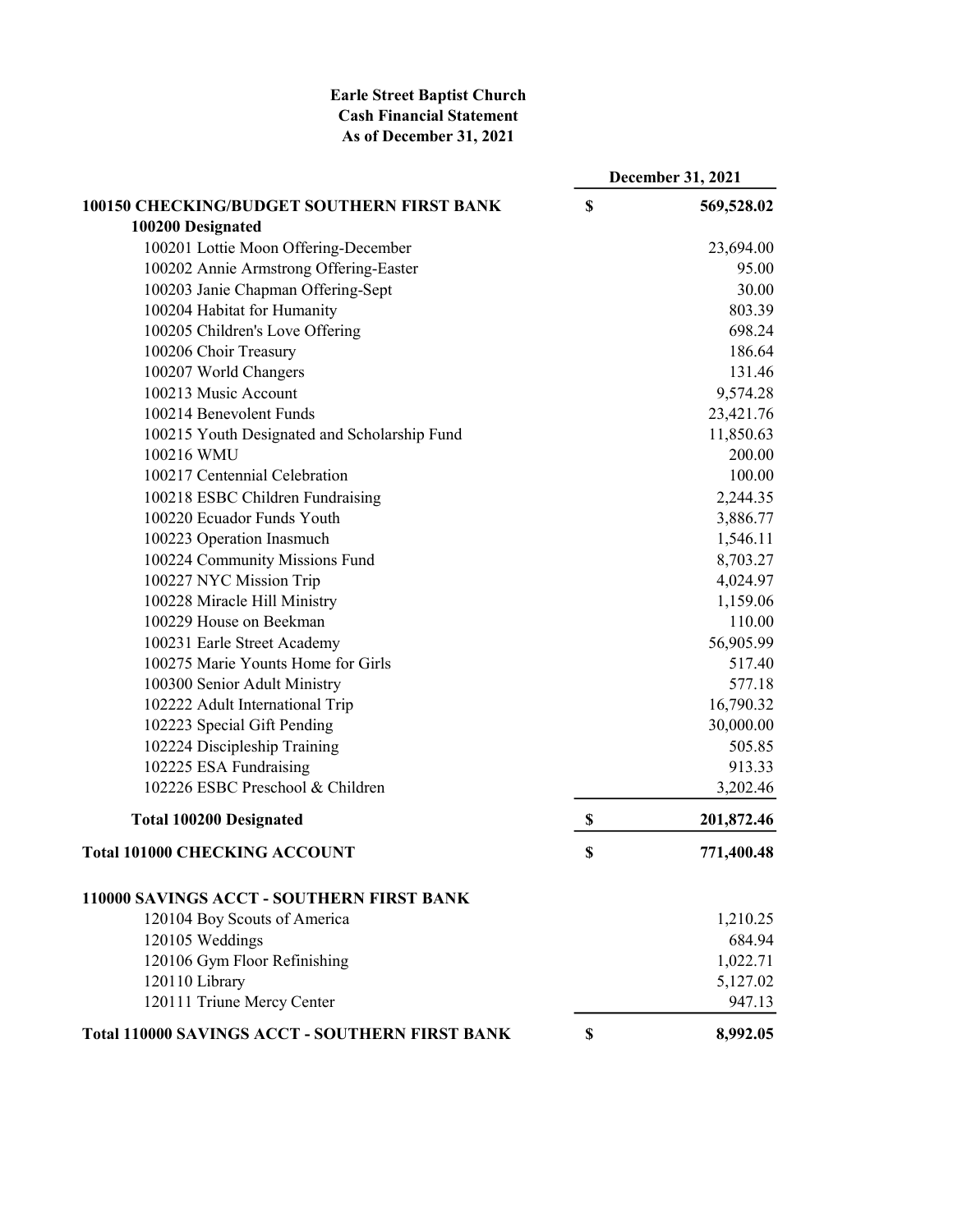**Earle Street Baptist Church**
**Cash Financial Statement**
**As of December 31, 2021**

| | December 31, 2021 | |
|---|---|---|
| **100150 CHECKING/BUDGET SOUTHERN FIRST BANK** | **$** | **569,528.02** |
| **100200 Designated** | | |
| 100201 Lottie Moon Offering-December | | 23,694.00 |
| 100202 Annie Armstrong Offering-Easter | | 95.00 |
| 100203 Janie Chapman Offering-Sept | | 30.00 |
| 100204 Habitat for Humanity | | 803.39 |
| 100205 Children's Love Offering | | 698.24 |
| 100206 Choir Treasury | | 186.64 |
| 100207 World Changers | | 131.46 |
| 100213 Music Account | | 9,574.28 |
| 100214 Benevolent Funds | | 23,421.76 |
| 100215 Youth Designated and Scholarship Fund | | 11,850.63 |
| 100216 WMU | | 200.00 |
| 100217 Centennial Celebration | | 100.00 |
| 100218 ESBC Children Fundraising | | 2,244.35 |
| 100220 Ecuador Funds Youth | | 3,886.77 |
| 100223 Operation Inasmuch | | 1,546.11 |
| 100224 Community Missions Fund | | 8,703.27 |
| 100227 NYC Mission Trip | | 4,024.97 |
| 100228 Miracle Hill Ministry | | 1,159.06 |
| 100229 House on Beekman | | 110.00 |
| 100231 Earle Street Academy | | 56,905.99 |
| 100275 Marie Younts Home for Girls | | 517.40 |
| 100300 Senior Adult Ministry | | 577.18 |
| 102222 Adult International Trip | | 16,790.32 |
| 102223 Special Gift Pending | | 30,000.00 |
| 102224 Discipleship Training | | 505.85 |
| 102225 ESA Fundraising | | 913.33 |
| 102226 ESBC Preschool & Children | | 3,202.46 |
| **Total 100200 Designated** | **$** | **201,872.46** |
| **Total 101000 CHECKING ACCOUNT** | **$** | **771,400.48** |
| | | |
| **110000 SAVINGS ACCT - SOUTHERN FIRST BANK** | | |
| 120104 Boy Scouts of America | | 1,210.25 |
| 120105 Weddings | | 684.94 |
| 120106 Gym Floor Refinishing | | 1,022.71 |
| 120110 Library | | 5,127.02 |
| 120111 Triune Mercy Center | | 947.13 |
| **Total 110000 SAVINGS ACCT - SOUTHERN FIRST BANK** | **$** | **8,992.05** |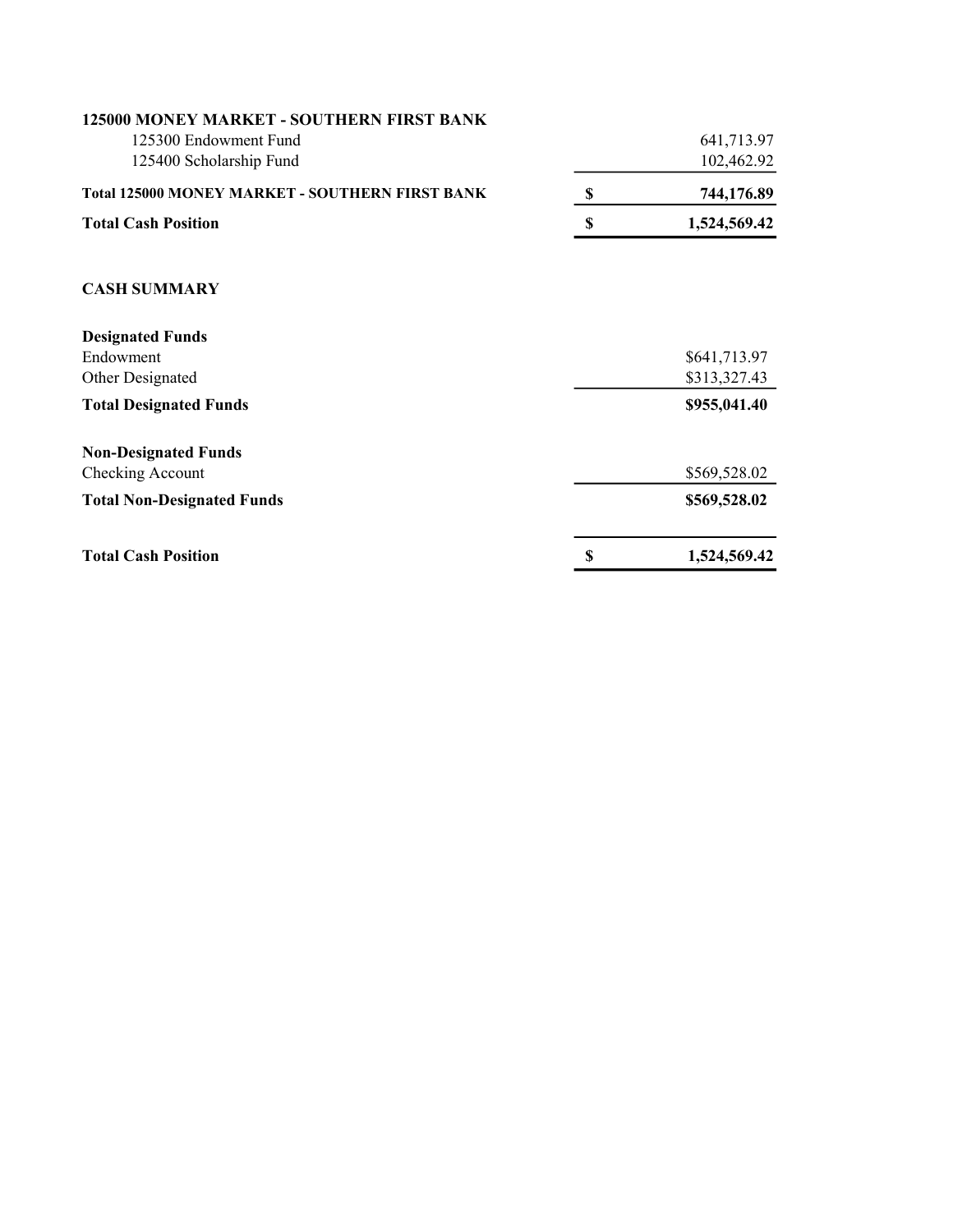| | | |
|---|---|---|
| **125000 MONEY MARKET - SOUTHERN FIRST BANK** | | |
| 125300 Endowment Fund | | 641,713.97 |
| 125400 Scholarship Fund | | 102,462.92 |
| **Total 125000 MONEY MARKET - SOUTHERN FIRST BANK** | **$** | **744,176.89** |
| **Total Cash Position** | **$** | **1,524,569.42** |

**CASH SUMMARY**

| | | |
|---|---|---|
| **Designated Funds** | | |
| Endowment | | $641,713.97 |
| Other Designated | | $313,327.43 |
| **Total Designated Funds** | | **$955,041.40** |
| | | |
| **Non-Designated Funds** | | |
| Checking Account | | $569,528.02 |
| **Total Non-Designated Funds** | | **$569,528.02** |
| | | |
| **Total Cash Position** | **$** | **1,524,569.42** |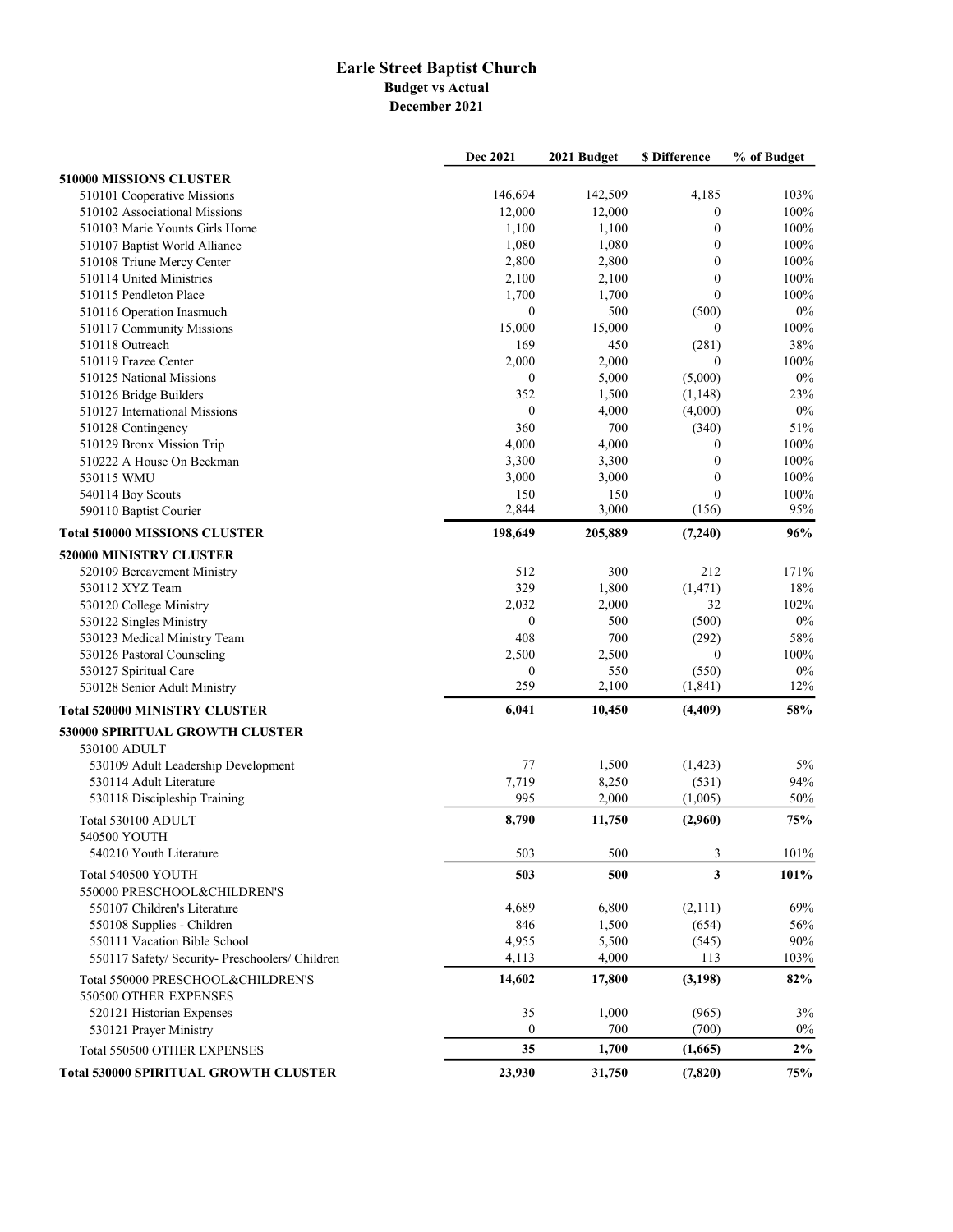# Earle Street Baptist Church

## Budget vs Actual

## December 2021

| | Dec 2021 | 2021 Budget | $ Difference | % of Budget |
|---|---|---|---|---|
| **510000 MISSIONS CLUSTER** | | | | |
| 510101 Cooperative Missions | 146,694 | 142,509 | 4,185 | 103% |
| 510102 Associational Missions | 12,000 | 12,000 | 0 | 100% |
| 510103 Marie Younts Girls Home | 1,100 | 1,100 | 0 | 100% |
| 510107 Baptist World Alliance | 1,080 | 1,080 | 0 | 100% |
| 510108 Triune Mercy Center | 2,800 | 2,800 | 0 | 100% |
| 510114 United Ministries | 2,100 | 2,100 | 0 | 100% |
| 510115 Pendleton Place | 1,700 | 1,700 | 0 | 100% |
| 510116 Operation Inasmuch | 0 | 500 | (500) | 0% |
| 510117 Community Missions | 15,000 | 15,000 | 0 | 100% |
| 510118 Outreach | 169 | 450 | (281) | 38% |
| 510119 Frazee Center | 2,000 | 2,000 | 0 | 100% |
| 510125 National Missions | 0 | 5,000 | (5,000) | 0% |
| 510126 Bridge Builders | 352 | 1,500 | (1,148) | 23% |
| 510127 International Missions | 0 | 4,000 | (4,000) | 0% |
| 510128 Contingency | 360 | 700 | (340) | 51% |
| 510129 Bronx Mission Trip | 4,000 | 4,000 | 0 | 100% |
| 510222 A House On Beekman | 3,300 | 3,300 | 0 | 100% |
| 530115 WMU | 3,000 | 3,000 | 0 | 100% |
| 540114 Boy Scouts | 150 | 150 | 0 | 100% |
| 590110 Baptist Courier | 2,844 | 3,000 | (156) | 95% |
| **Total 510000 MISSIONS CLUSTER** | **198,649** | **205,889** | **(7,240)** | **96%** |
| **520000 MINISTRY CLUSTER** | | | | |
| 520109 Bereavement Ministry | 512 | 300 | 212 | 171% |
| 530112 XYZ Team | 329 | 1,800 | (1,471) | 18% |
| 530120 College Ministry | 2,032 | 2,000 | 32 | 102% |
| 530122 Singles Ministry | 0 | 500 | (500) | 0% |
| 530123 Medical Ministry Team | 408 | 700 | (292) | 58% |
| 530126 Pastoral Counseling | 2,500 | 2,500 | 0 | 100% |
| 530127 Spiritual Care | 0 | 550 | (550) | 0% |
| 530128 Senior Adult Ministry | 259 | 2,100 | (1,841) | 12% |
| **Total 520000 MINISTRY CLUSTER** | **6,041** | **10,450** | **(4,409)** | **58%** |
| **530000 SPIRITUAL GROWTH CLUSTER** | | | | |
| 530100 ADULT | | | | |
| 530109 Adult Leadership Development | 77 | 1,500 | (1,423) | 5% |
| 530114 Adult Literature | 7,719 | 8,250 | (531) | 94% |
| 530118 Discipleship Training | 995 | 2,000 | (1,005) | 50% |
| Total 530100 ADULT | **8,790** | **11,750** | **(2,960)** | **75%** |
| 540500 YOUTH | | | | |
| 540210 Youth Literature | 503 | 500 | 3 | 101% |
| Total 540500 YOUTH | **503** | **500** | **3** | **101%** |
| 550000 PRESCHOOL&CHILDREN'S | | | | |
| 550107 Children's Literature | 4,689 | 6,800 | (2,111) | 69% |
| 550108 Supplies - Children | 846 | 1,500 | (654) | 56% |
| 550111 Vacation Bible School | 4,955 | 5,500 | (545) | 90% |
| 550117 Safety/ Security- Preschoolers/ Children | 4,113 | 4,000 | 113 | 103% |
| Total 550000 PRESCHOOL&CHILDREN'S | **14,602** | **17,800** | **(3,198)** | **82%** |
| 550500 OTHER EXPENSES | | | | |
| 520121 Historian Expenses | 35 | 1,000 | (965) | 3% |
| 530121 Prayer Ministry | 0 | 700 | (700) | 0% |
| Total 550500 OTHER EXPENSES | **35** | **1,700** | **(1,665)** | **2%** |
| **Total 530000 SPIRITUAL GROWTH CLUSTER** | **23,930** | **31,750** | **(7,820)** | **75%** |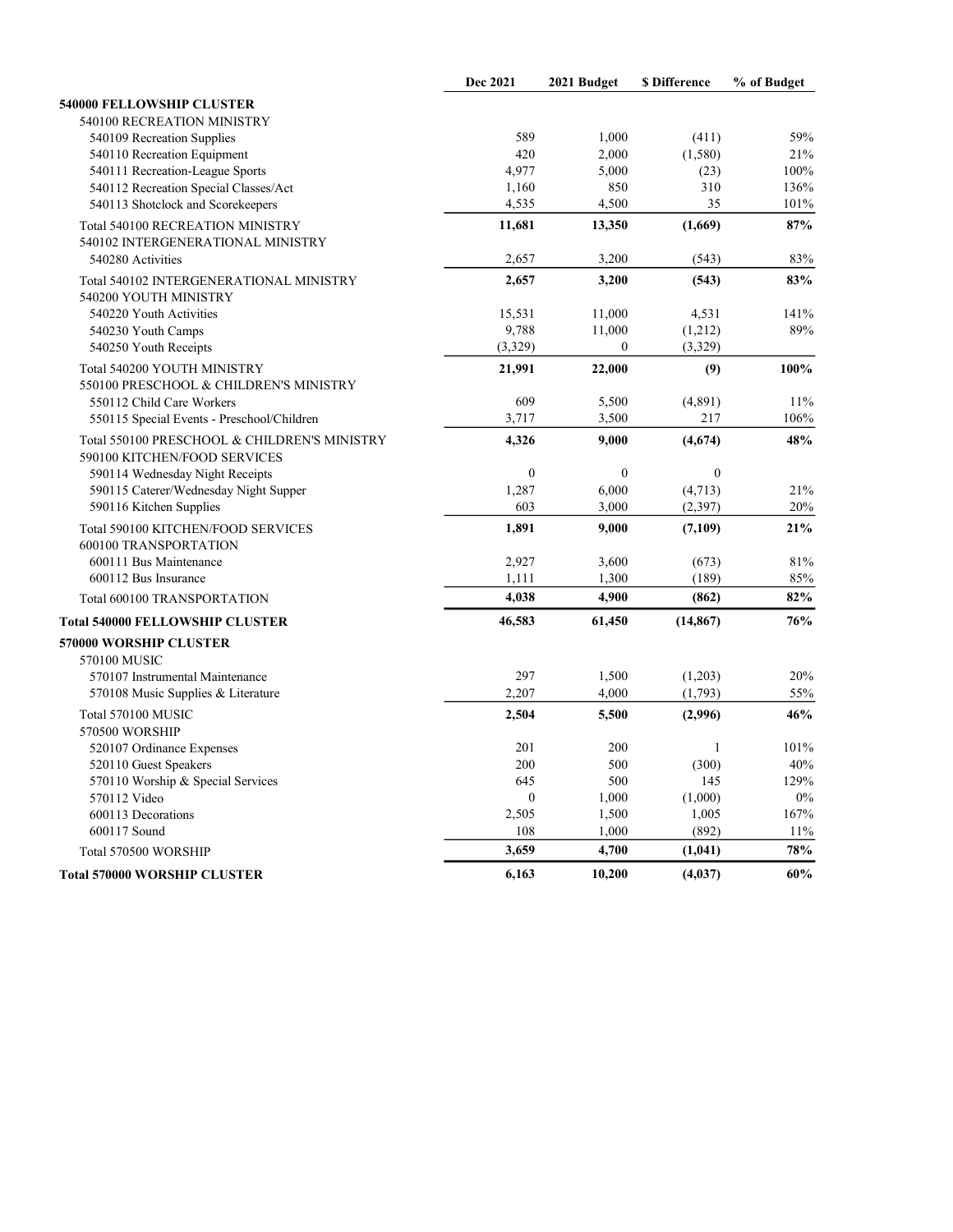| | Dec 2021 | 2021 Budget | $ Difference | % of Budget |
|---|---|---|---|---|
| **540000 FELLOWSHIP CLUSTER** | | | | |
| 540100 RECREATION MINISTRY | | | | |
| 540109 Recreation Supplies | 589 | 1,000 | (411) | 59% |
| 540110 Recreation Equipment | 420 | 2,000 | (1,580) | 21% |
| 540111 Recreation-League Sports | 4,977 | 5,000 | (23) | 100% |
| 540112 Recreation Special Classes/Act | 1,160 | 850 | 310 | 136% |
| 540113 Shotclock and Scorekeepers | 4,535 | 4,500 | 35 | 101% |
| Total 540100 RECREATION MINISTRY | **11,681** | **13,350** | **(1,669)** | **87%** |
| 540102 INTERGENERATIONAL MINISTRY | | | | |
| 540280 Activities | 2,657 | 3,200 | (543) | 83% |
| Total 540102 INTERGENERATIONAL MINISTRY | **2,657** | **3,200** | **(543)** | **83%** |
| 540200 YOUTH MINISTRY | | | | |
| 540220 Youth Activities | 15,531 | 11,000 | 4,531 | 141% |
| 540230 Youth Camps | 9,788 | 11,000 | (1,212) | 89% |
| 540250 Youth Receipts | (3,329) | 0 | (3,329) | |
| Total 540200 YOUTH MINISTRY | **21,991** | **22,000** | **(9)** | **100%** |
| 550100 PRESCHOOL & CHILDREN'S MINISTRY | | | | |
| 550112 Child Care Workers | 609 | 5,500 | (4,891) | 11% |
| 550115 Special Events - Preschool/Children | 3,717 | 3,500 | 217 | 106% |
| Total 550100 PRESCHOOL & CHILDREN'S MINISTRY | **4,326** | **9,000** | **(4,674)** | **48%** |
| 590100 KITCHEN/FOOD SERVICES | | | | |
| 590114 Wednesday Night Receipts | 0 | 0 | 0 | |
| 590115 Caterer/Wednesday Night Supper | 1,287 | 6,000 | (4,713) | 21% |
| 590116 Kitchen Supplies | 603 | 3,000 | (2,397) | 20% |
| Total 590100 KITCHEN/FOOD SERVICES | **1,891** | **9,000** | **(7,109)** | **21%** |
| 600100 TRANSPORTATION | | | | |
| 600111 Bus Maintenance | 2,927 | 3,600 | (673) | 81% |
| 600112 Bus Insurance | 1,111 | 1,300 | (189) | 85% |
| Total 600100 TRANSPORTATION | **4,038** | **4,900** | **(862)** | **82%** |
| **Total 540000 FELLOWSHIP CLUSTER** | **46,583** | **61,450** | **(14,867)** | **76%** |
| **570000 WORSHIP CLUSTER** | | | | |
| 570100 MUSIC | | | | |
| 570107 Instrumental Maintenance | 297 | 1,500 | (1,203) | 20% |
| 570108 Music Supplies & Literature | 2,207 | 4,000 | (1,793) | 55% |
| Total 570100 MUSIC | **2,504** | **5,500** | **(2,996)** | **46%** |
| 570500 WORSHIP | | | | |
| 520107 Ordinance Expenses | 201 | 200 | 1 | 101% |
| 520110 Guest Speakers | 200 | 500 | (300) | 40% |
| 570110 Worship & Special Services | 645 | 500 | 145 | 129% |
| 570112 Video | 0 | 1,000 | (1,000) | 0% |
| 600113 Decorations | 2,505 | 1,500 | 1,005 | 167% |
| 600117 Sound | 108 | 1,000 | (892) | 11% |
| Total 570500 WORSHIP | **3,659** | **4,700** | **(1,041)** | **78%** |
| **Total 570000 WORSHIP CLUSTER** | **6,163** | **10,200** | **(4,037)** | **60%** |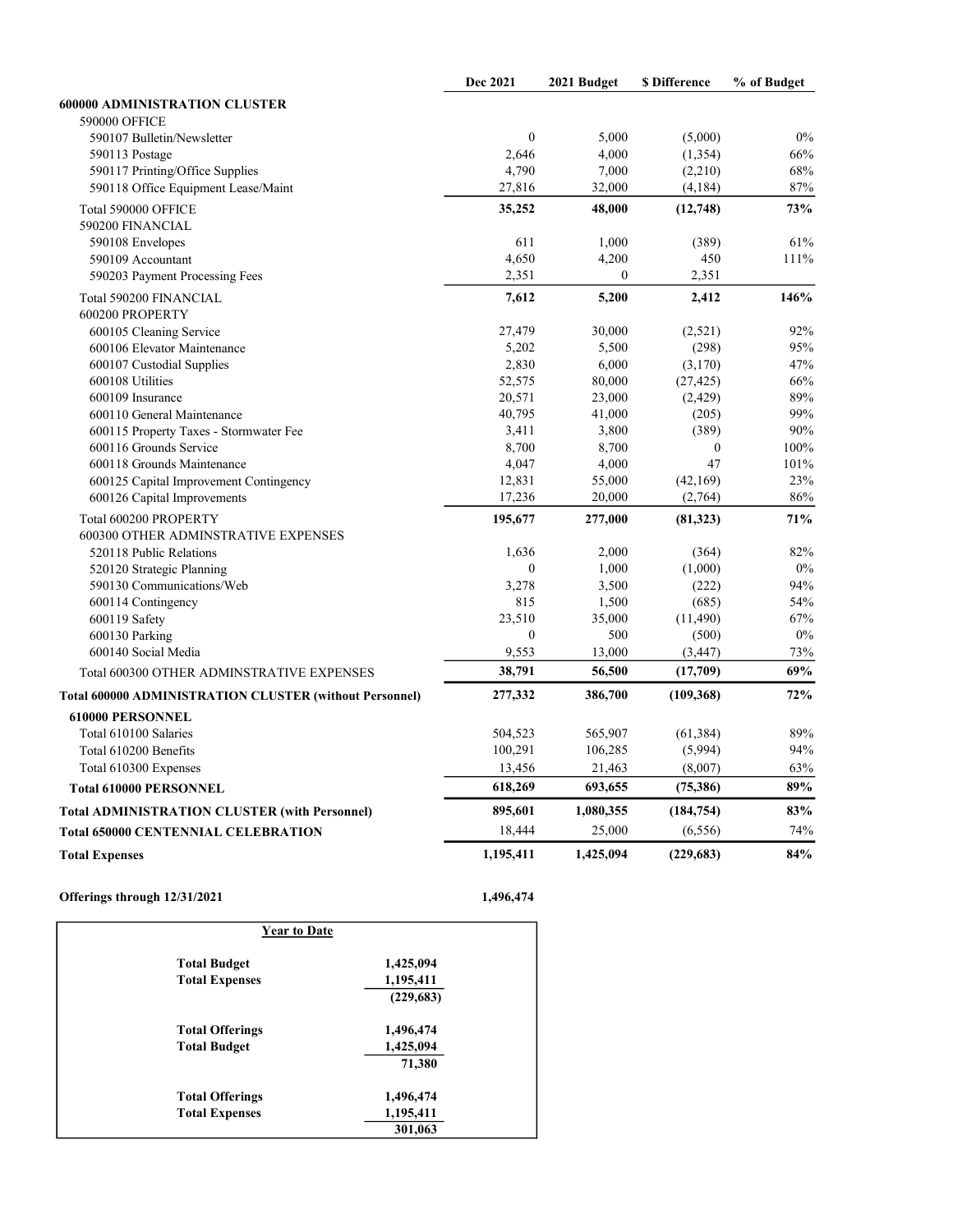| | Dec 2021 | 2021 Budget | $ Difference | % of Budget |
|---|---|---|---|---|
| **600000 ADMINISTRATION CLUSTER** | | | | |
| 590000 OFFICE | | | | |
| 590107 Bulletin/Newsletter | 0 | 5,000 | (5,000) | 0% |
| 590113 Postage | 2,646 | 4,000 | (1,354) | 66% |
| 590117 Printing/Office Supplies | 4,790 | 7,000 | (2,210) | 68% |
| 590118 Office Equipment Lease/Maint | 27,816 | 32,000 | (4,184) | 87% |
| Total 590000 OFFICE | **35,252** | **48,000** | **(12,748)** | **73%** |
| 590200 FINANCIAL | | | | |
| 590108 Envelopes | 611 | 1,000 | (389) | 61% |
| 590109 Accountant | 4,650 | 4,200 | 450 | 111% |
| 590203 Payment Processing Fees | 2,351 | 0 | 2,351 | |
| Total 590200 FINANCIAL | **7,612** | **5,200** | **2,412** | **146%** |
| 600200 PROPERTY | | | | |
| 600105 Cleaning Service | 27,479 | 30,000 | (2,521) | 92% |
| 600106 Elevator Maintenance | 5,202 | 5,500 | (298) | 95% |
| 600107 Custodial Supplies | 2,830 | 6,000 | (3,170) | 47% |
| 600108 Utilities | 52,575 | 80,000 | (27,425) | 66% |
| 600109 Insurance | 20,571 | 23,000 | (2,429) | 89% |
| 600110 General Maintenance | 40,795 | 41,000 | (205) | 99% |
| 600115 Property Taxes - Stormwater Fee | 3,411 | 3,800 | (389) | 90% |
| 600116 Grounds Service | 8,700 | 8,700 | 0 | 100% |
| 600118 Grounds Maintenance | 4,047 | 4,000 | 47 | 101% |
| 600125 Capital Improvement Contingency | 12,831 | 55,000 | (42,169) | 23% |
| 600126 Capital Improvements | 17,236 | 20,000 | (2,764) | 86% |
| Total 600200 PROPERTY | **195,677** | **277,000** | **(81,323)** | **71%** |
| 600300 OTHER ADMINSTRATIVE EXPENSES | | | | |
| 520118 Public Relations | 1,636 | 2,000 | (364) | 82% |
| 520120 Strategic Planning | 0 | 1,000 | (1,000) | 0% |
| 590130 Communications/Web | 3,278 | 3,500 | (222) | 94% |
| 600114 Contingency | 815 | 1,500 | (685) | 54% |
| 600119 Safety | 23,510 | 35,000 | (11,490) | 67% |
| 600130 Parking | 0 | 500 | (500) | 0% |
| 600140 Social Media | 9,553 | 13,000 | (3,447) | 73% |
| Total 600300 OTHER ADMINSTRATIVE EXPENSES | **38,791** | **56,500** | **(17,709)** | **69%** |
| **Total 600000 ADMINISTRATION CLUSTER (without Personnel)** | **277,332** | **386,700** | **(109,368)** | **72%** |
| **610000 PERSONNEL** | | | | |
| Total 610100 Salaries | 504,523 | 565,907 | (61,384) | 89% |
| Total 610200 Benefits | 100,291 | 106,285 | (5,994) | 94% |
| Total 610300 Expenses | 13,456 | 21,463 | (8,007) | 63% |
| **Total 610000 PERSONNEL** | **618,269** | **693,655** | **(75,386)** | **89%** |
| **Total ADMINISTRATION CLUSTER (with Personnel)** | **895,601** | **1,080,355** | **(184,754)** | **83%** |
| **Total 650000 CENTENNIAL CELEBRATION** | 18,444 | 25,000 | (6,556) | 74% |
| **Total Expenses** | **1,195,411** | **1,425,094** | **(229,683)** | **84%** |

**Offerings through 12/31/2021** **1,496,474**

| **Year to Date** | |
|---|---|
| **Total Budget** | **1,425,094** |
| **Total Expenses** | **1,195,411** |
| | **(229,683)** |
| **Total Offerings** | **1,496,474** |
| **Total Budget** | **1,425,094** |
| | **71,380** |
| **Total Offerings** | **1,496,474** |
| **Total Expenses** | **1,195,411** |
| | **301,063** |